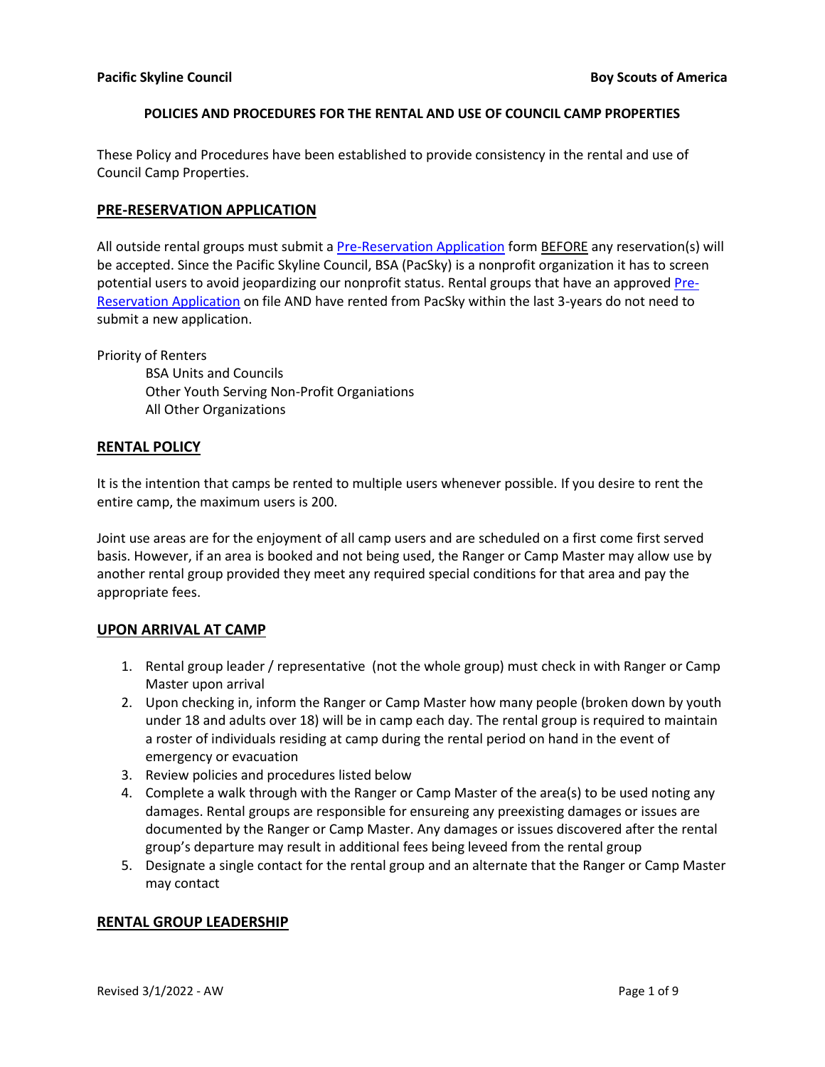**Pacific Skyline Council** **Boy Scouts of America**

**POLICIES AND PROCEDURES FOR THE RENTAL AND USE OF COUNCIL CAMP PROPERTIES**

These Policy and Procedures have been established to provide consistency in the rental and use of Council Camp Properties.

## PRE-RESERVATION APPLICATION

All outside rental groups must submit a Pre-Reservation Application form BEFORE any reservation(s) will be accepted. Since the Pacific Skyline Council, BSA (PacSky) is a nonprofit organization it has to screen potential users to avoid jeopardizing our nonprofit status. Rental groups that have an approved Pre-Reservation Application on file AND have rented from PacSky within the last 3-years do not need to submit a new application.

Priority of Renters

- BSA Units and Councils
- Other Youth Serving Non-Profit Organiations
- All Other Organizations

## RENTAL POLICY

It is the intention that camps be rented to multiple users whenever possible. If you desire to rent the entire camp, the maximum users is 200.

Joint use areas are for the enjoyment of all camp users and are scheduled on a first come first served basis. However, if an area is booked and not being used, the Ranger or Camp Master may allow use by another rental group provided they meet any required special conditions for that area and pay the appropriate fees.

## UPON ARRIVAL AT CAMP

1. Rental group leader / representative (not the whole group) must check in with Ranger or Camp Master upon arrival
2. Upon checking in, inform the Ranger or Camp Master how many people (broken down by youth under 18 and adults over 18) will be in camp each day. The rental group is required to maintain a roster of individuals residing at camp during the rental period on hand in the event of emergency or evacuation
3. Review policies and procedures listed below
4. Complete a walk through with the Ranger or Camp Master of the area(s) to be used noting any damages. Rental groups are responsible for ensureing any preexisting damages or issues are documented by the Ranger or Camp Master. Any damages or issues discovered after the rental group's departure may result in additional fees being leveed from the rental group
5. Designate a single contact for the rental group and an alternate that the Ranger or Camp Master may contact

## RENTAL GROUP LEADERSHIP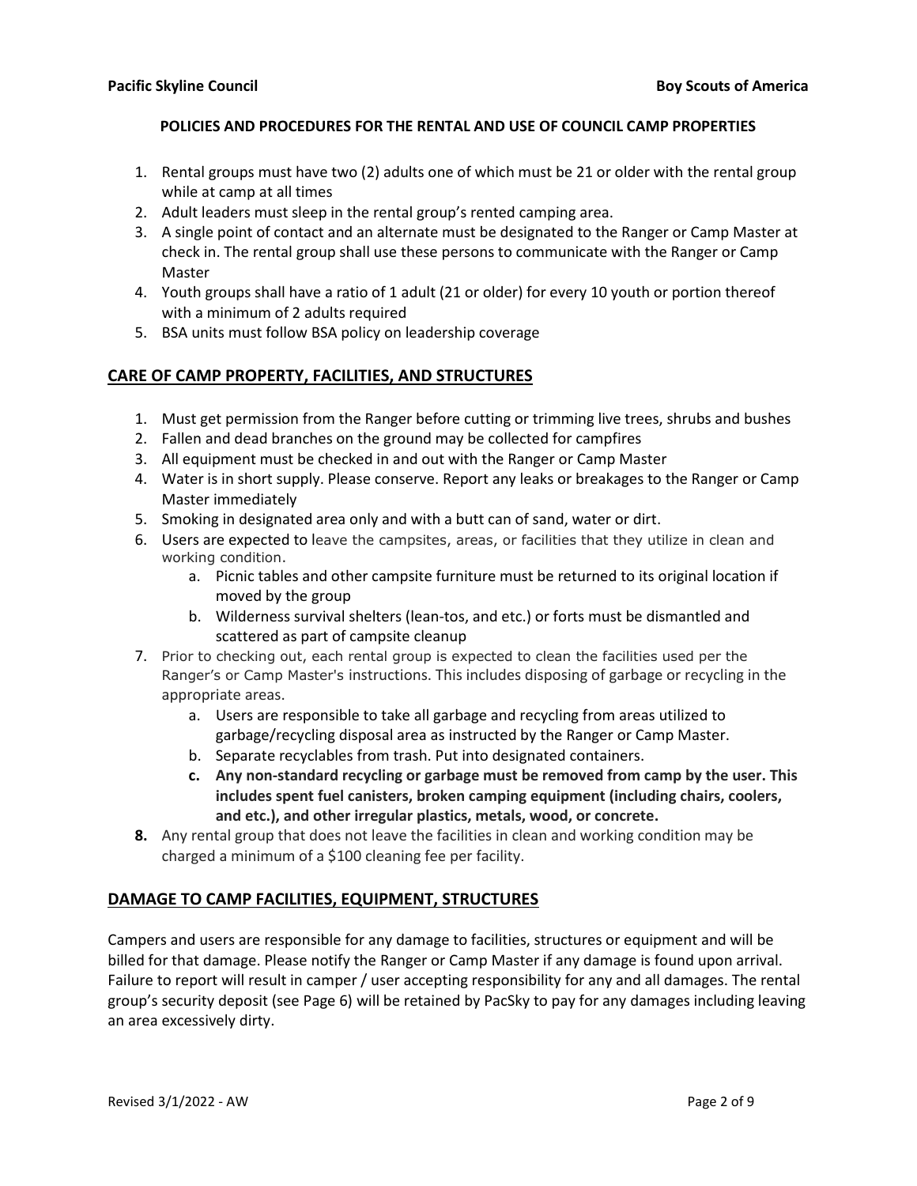**Pacific Skyline Council** **Boy Scouts of America**

**POLICIES AND PROCEDURES FOR THE RENTAL AND USE OF COUNCIL CAMP PROPERTIES**

1. Rental groups must have two (2) adults one of which must be 21 or older with the rental group while at camp at all times
2. Adult leaders must sleep in the rental group's rented camping area.
3. A single point of contact and an alternate must be designated to the Ranger or Camp Master at check in. The rental group shall use these persons to communicate with the Ranger or Camp Master
4. Youth groups shall have a ratio of 1 adult (21 or older) for every 10 youth or portion thereof with a minimum of 2 adults required
5. BSA units must follow BSA policy on leadership coverage

## CARE OF CAMP PROPERTY, FACILITIES, AND STRUCTURES

1. Must get permission from the Ranger before cutting or trimming live trees, shrubs and bushes
2. Fallen and dead branches on the ground may be collected for campfires
3. All equipment must be checked in and out with the Ranger or Camp Master
4. Water is in short supply. Please conserve. Report any leaks or breakages to the Ranger or Camp Master immediately
5. Smoking in designated area only and with a butt can of sand, water or dirt.
6. Users are expected to leave the campsites, areas, or facilities that they utilize in clean and working condition.
   a. Picnic tables and other campsite furniture must be returned to its original location if moved by the group
   b. Wilderness survival shelters (lean-tos, and etc.) or forts must be dismantled and scattered as part of campsite cleanup
7. Prior to checking out, each rental group is expected to clean the facilities used per the Ranger's or Camp Master's instructions. This includes disposing of garbage or recycling in the appropriate areas.
   a. Users are responsible to take all garbage and recycling from areas utilized to garbage/recycling disposal area as instructed by the Ranger or Camp Master.
   b. Separate recyclables from trash. Put into designated containers.
   c. **Any non-standard recycling or garbage must be removed from camp by the user. This includes spent fuel canisters, broken camping equipment (including chairs, coolers, and etc.), and other irregular plastics, metals, wood, or concrete.**
8. Any rental group that does not leave the facilities in clean and working condition may be charged a minimum of a $100 cleaning fee per facility.

## DAMAGE TO CAMP FACILITIES, EQUIPMENT, STRUCTURES

Campers and users are responsible for any damage to facilities, structures or equipment and will be billed for that damage. Please notify the Ranger or Camp Master if any damage is found upon arrival. Failure to report will result in camper / user accepting responsibility for any and all damages. The rental group's security deposit (see Page 6) will be retained by PacSky to pay for any damages including leaving an area excessively dirty.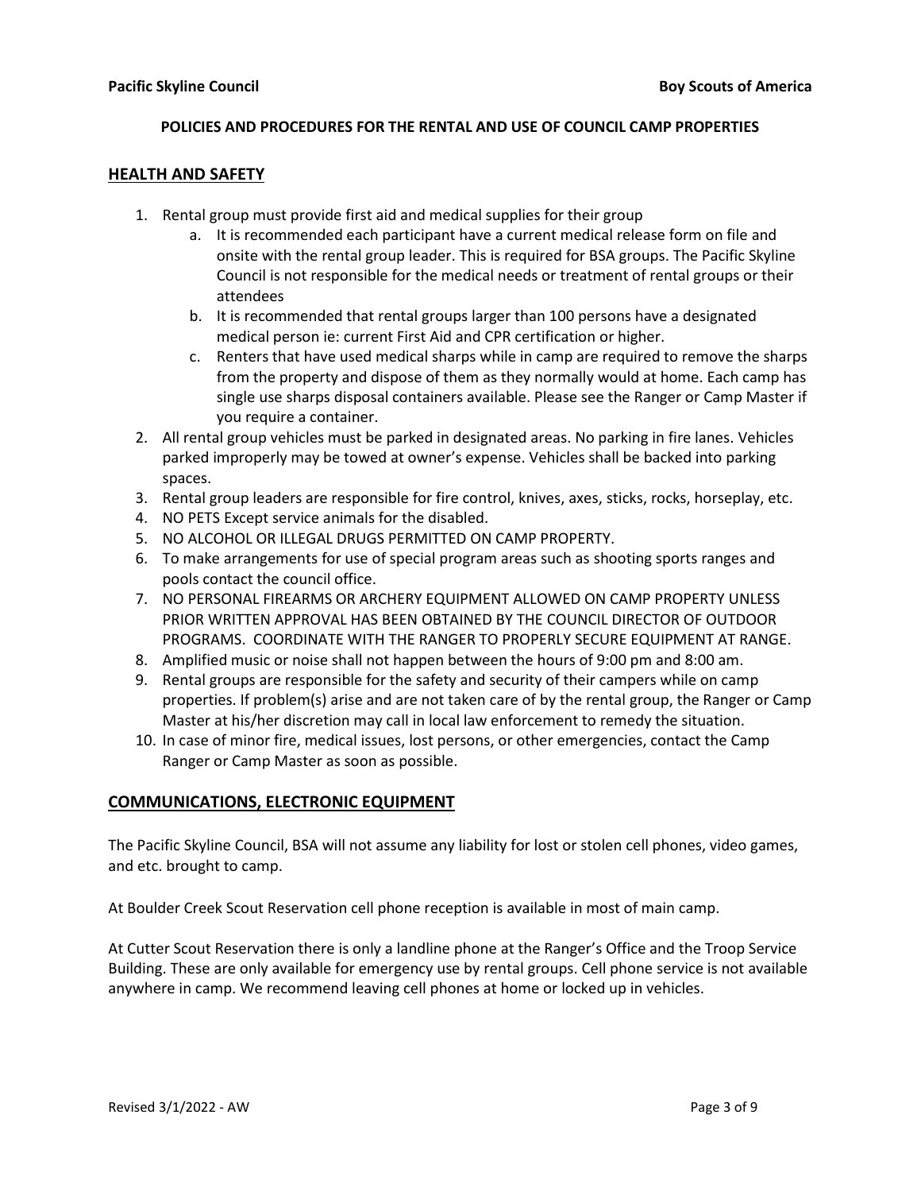**POLICIES AND PROCEDURES FOR THE RENTAL AND USE OF COUNCIL CAMP PROPERTIES**

## HEALTH AND SAFETY

1. Rental group must provide first aid and medical supplies for their group
   a. It is recommended each participant have a current medical release form on file and onsite with the rental group leader. This is required for BSA groups. The Pacific Skyline Council is not responsible for the medical needs or treatment of rental groups or their attendees
   b. It is recommended that rental groups larger than 100 persons have a designated medical person ie: current First Aid and CPR certification or higher.
   c. Renters that have used medical sharps while in camp are required to remove the sharps from the property and dispose of them as they normally would at home. Each camp has single use sharps disposal containers available. Please see the Ranger or Camp Master if you require a container.
2. All rental group vehicles must be parked in designated areas. No parking in fire lanes. Vehicles parked improperly may be towed at owner's expense. Vehicles shall be backed into parking spaces.
3. Rental group leaders are responsible for fire control, knives, axes, sticks, rocks, horseplay, etc.
4. NO PETS Except service animals for the disabled.
5. NO ALCOHOL OR ILLEGAL DRUGS PERMITTED ON CAMP PROPERTY.
6. To make arrangements for use of special program areas such as shooting sports ranges and pools contact the council office.
7. NO PERSONAL FIREARMS OR ARCHERY EQUIPMENT ALLOWED ON CAMP PROPERTY UNLESS PRIOR WRITTEN APPROVAL HAS BEEN OBTAINED BY THE COUNCIL DIRECTOR OF OUTDOOR PROGRAMS. COORDINATE WITH THE RANGER TO PROPERLY SECURE EQUIPMENT AT RANGE.
8. Amplified music or noise shall not happen between the hours of 9:00 pm and 8:00 am.
9. Rental groups are responsible for the safety and security of their campers while on camp properties. If problem(s) arise and are not taken care of by the rental group, the Ranger or Camp Master at his/her discretion may call in local law enforcement to remedy the situation.
10. In case of minor fire, medical issues, lost persons, or other emergencies, contact the Camp Ranger or Camp Master as soon as possible.

## COMMUNICATIONS, ELECTRONIC EQUIPMENT

The Pacific Skyline Council, BSA will not assume any liability for lost or stolen cell phones, video games, and etc. brought to camp.

At Boulder Creek Scout Reservation cell phone reception is available in most of main camp.

At Cutter Scout Reservation there is only a landline phone at the Ranger's Office and the Troop Service Building. These are only available for emergency use by rental groups. Cell phone service is not available anywhere in camp. We recommend leaving cell phones at home or locked up in vehicles.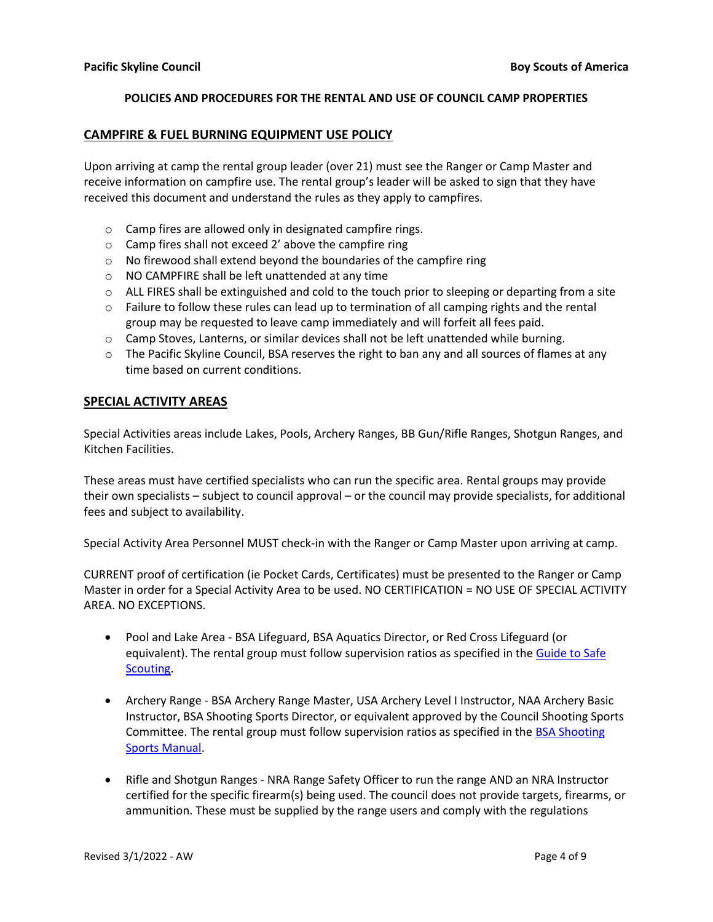**POLICIES AND PROCEDURES FOR THE RENTAL AND USE OF COUNCIL CAMP PROPERTIES**

## CAMPFIRE & FUEL BURNING EQUIPMENT USE POLICY

Upon arriving at camp the rental group leader (over 21) must see the Ranger or Camp Master and receive information on campfire use. The rental group's leader will be asked to sign that they have received this document and understand the rules as they apply to campfires.

- Camp fires are allowed only in designated campfire rings.
- Camp fires shall not exceed 2' above the campfire ring
- No firewood shall extend beyond the boundaries of the campfire ring
- NO CAMPFIRE shall be left unattended at any time
- ALL FIRES shall be extinguished and cold to the touch prior to sleeping or departing from a site
- Failure to follow these rules can lead up to termination of all camping rights and the rental group may be requested to leave camp immediately and will forfeit all fees paid.
- Camp Stoves, Lanterns, or similar devices shall not be left unattended while burning.
- The Pacific Skyline Council, BSA reserves the right to ban any and all sources of flames at any time based on current conditions.

## SPECIAL ACTIVITY AREAS

Special Activities areas include Lakes, Pools, Archery Ranges, BB Gun/Rifle Ranges, Shotgun Ranges, and Kitchen Facilities.

These areas must have certified specialists who can run the specific area. Rental groups may provide their own specialists – subject to council approval – or the council may provide specialists, for additional fees and subject to availability.

Special Activity Area Personnel MUST check-in with the Ranger or Camp Master upon arriving at camp.

CURRENT proof of certification (ie Pocket Cards, Certificates) must be presented to the Ranger or Camp Master in order for a Special Activity Area to be used. NO CERTIFICATION = NO USE OF SPECIAL ACTIVITY AREA. NO EXCEPTIONS.

- Pool and Lake Area - BSA Lifeguard, BSA Aquatics Director, or Red Cross Lifeguard (or equivalent). The rental group must follow supervision ratios as specified in the Guide to Safe Scouting.

- Archery Range - BSA Archery Range Master, USA Archery Level I Instructor, NAA Archery Basic Instructor, BSA Shooting Sports Director, or equivalent approved by the Council Shooting Sports Committee. The rental group must follow supervision ratios as specified in the BSA Shooting Sports Manual.

- Rifle and Shotgun Ranges - NRA Range Safety Officer to run the range AND an NRA Instructor certified for the specific firearm(s) being used. The council does not provide targets, firearms, or ammunition. These must be supplied by the range users and comply with the regulations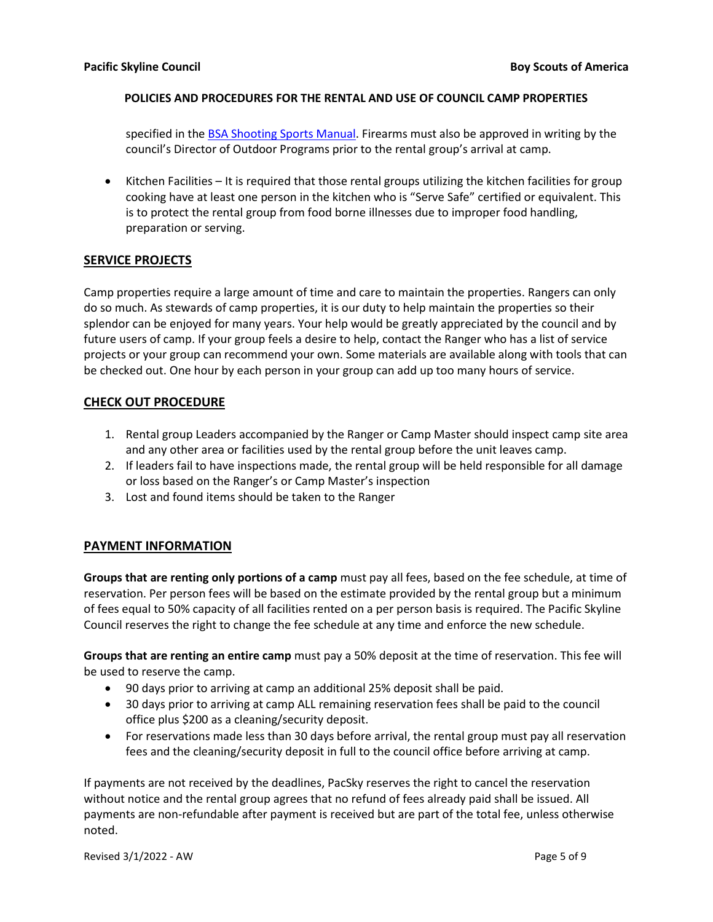specified in the [BSA Shooting Sports Manual](). Firearms must also be approved in writing by the council's Director of Outdoor Programs prior to the rental group's arrival at camp.

- Kitchen Facilities – It is required that those rental groups utilizing the kitchen facilities for group cooking have at least one person in the kitchen who is "Serve Safe" certified or equivalent. This is to protect the rental group from food borne illnesses due to improper food handling, preparation or serving.

## SERVICE PROJECTS

Camp properties require a large amount of time and care to maintain the properties. Rangers can only do so much. As stewards of camp properties, it is our duty to help maintain the properties so their splendor can be enjoyed for many years. Your help would be greatly appreciated by the council and by future users of camp. If your group feels a desire to help, contact the Ranger who has a list of service projects or your group can recommend your own. Some materials are available along with tools that can be checked out. One hour by each person in your group can add up too many hours of service.

## CHECK OUT PROCEDURE

1. Rental group Leaders accompanied by the Ranger or Camp Master should inspect camp site area and any other area or facilities used by the rental group before the unit leaves camp.
2. If leaders fail to have inspections made, the rental group will be held responsible for all damage or loss based on the Ranger's or Camp Master's inspection
3. Lost and found items should be taken to the Ranger

## PAYMENT INFORMATION

**Groups that are renting only portions of a camp** must pay all fees, based on the fee schedule, at time of reservation. Per person fees will be based on the estimate provided by the rental group but a minimum of fees equal to 50% capacity of all facilities rented on a per person basis is required. The Pacific Skyline Council reserves the right to change the fee schedule at any time and enforce the new schedule.

**Groups that are renting an entire camp** must pay a 50% deposit at the time of reservation. This fee will be used to reserve the camp.

- 90 days prior to arriving at camp an additional 25% deposit shall be paid.
- 30 days prior to arriving at camp ALL remaining reservation fees shall be paid to the council office plus $200 as a cleaning/security deposit.
- For reservations made less than 30 days before arrival, the rental group must pay all reservation fees and the cleaning/security deposit in full to the council office before arriving at camp.

If payments are not received by the deadlines, PacSky reserves the right to cancel the reservation without notice and the rental group agrees that no refund of fees already paid shall be issued. All payments are non-refundable after payment is received but are part of the total fee, unless otherwise noted.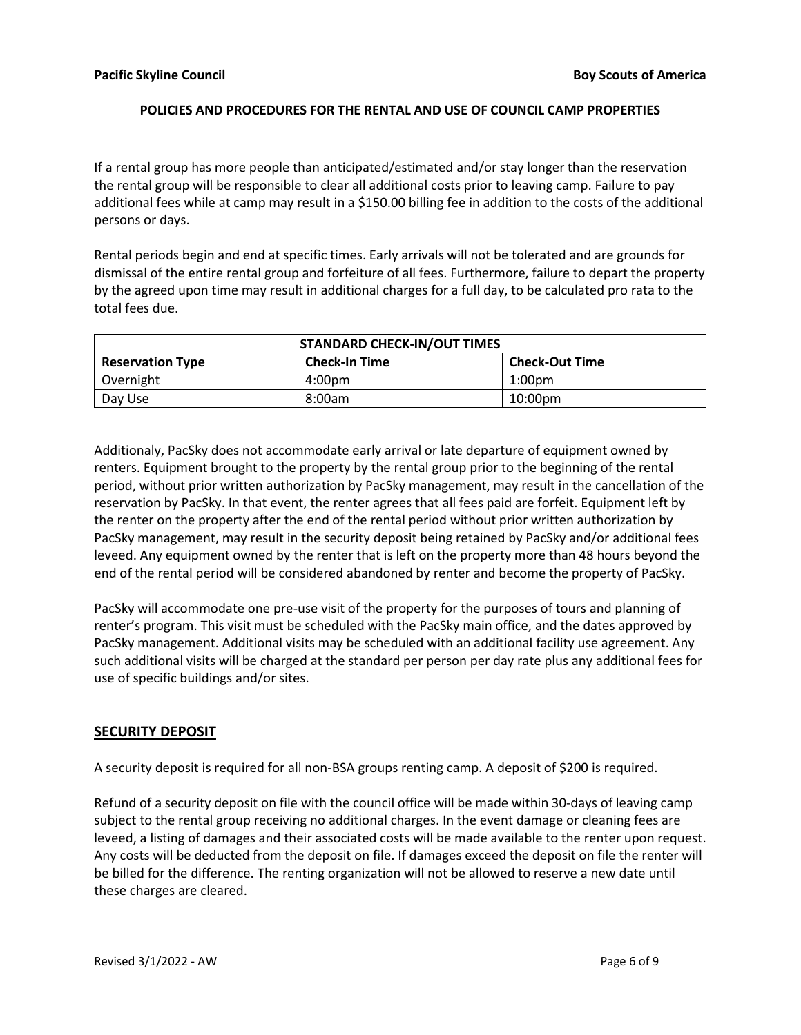If a rental group has more people than anticipated/estimated and/or stay longer than the reservation the rental group will be responsible to clear all additional costs prior to leaving camp. Failure to pay additional fees while at camp may result in a $150.00 billing fee in addition to the costs of the additional persons or days.

Rental periods begin and end at specific times. Early arrivals will not be tolerated and are grounds for dismissal of the entire rental group and forfeiture of all fees. Furthermore, failure to depart the property by the agreed upon time may result in additional charges for a full day, to be calculated pro rata to the total fees due.

| STANDARD CHECK-IN/OUT TIMES | | |
|---|---|---|
| **Reservation Type** | **Check-In Time** | **Check-Out Time** |
| Overnight | 4:00pm | 1:00pm |
| Day Use | 8:00am | 10:00pm |

Additionaly, PacSky does not accommodate early arrival or late departure of equipment owned by renters. Equipment brought to the property by the rental group prior to the beginning of the rental period, without prior written authorization by PacSky management, may result in the cancellation of the reservation by PacSky. In that event, the renter agrees that all fees paid are forfeit. Equipment left by the renter on the property after the end of the rental period without prior written authorization by PacSky management, may result in the security deposit being retained by PacSky and/or additional fees leveed. Any equipment owned by the renter that is left on the property more than 48 hours beyond the end of the rental period will be considered abandoned by renter and become the property of PacSky.

PacSky will accommodate one pre-use visit of the property for the purposes of tours and planning of renter's program. This visit must be scheduled with the PacSky main office, and the dates approved by PacSky management. Additional visits may be scheduled with an additional facility use agreement. Any such additional visits will be charged at the standard per person per day rate plus any additional fees for use of specific buildings and/or sites.

## SECURITY DEPOSIT

A security deposit is required for all non-BSA groups renting camp. A deposit of $200 is required.

Refund of a security deposit on file with the council office will be made within 30-days of leaving camp subject to the rental group receiving no additional charges. In the event damage or cleaning fees are leveed, a listing of damages and their associated costs will be made available to the renter upon request. Any costs will be deducted from the deposit on file. If damages exceed the deposit on file the renter will be billed for the difference. The renting organization will not be allowed to reserve a new date until these charges are cleared.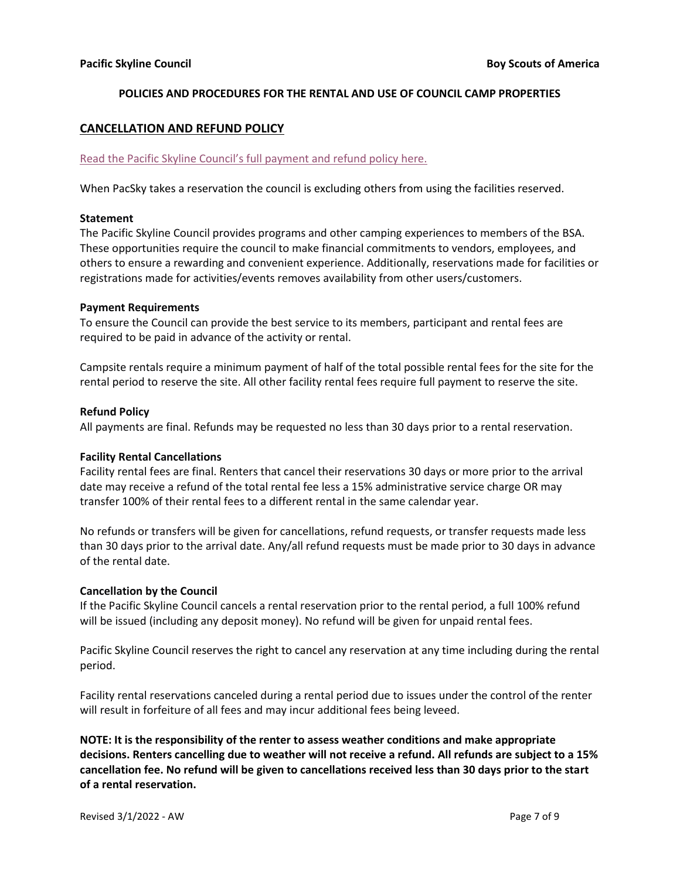**POLICIES AND PROCEDURES FOR THE RENTAL AND USE OF COUNCIL CAMP PROPERTIES**

## CANCELLATION AND REFUND POLICY

Read the Pacific Skyline Council's full payment and refund policy here.

When PacSky takes a reservation the council is excluding others from using the facilities reserved.

**Statement**

The Pacific Skyline Council provides programs and other camping experiences to members of the BSA. These opportunities require the council to make financial commitments to vendors, employees, and others to ensure a rewarding and convenient experience. Additionally, reservations made for facilities or registrations made for activities/events removes availability from other users/customers.

**Payment Requirements**

To ensure the Council can provide the best service to its members, participant and rental fees are required to be paid in advance of the activity or rental.

Campsite rentals require a minimum payment of half of the total possible rental fees for the site for the rental period to reserve the site. All other facility rental fees require full payment to reserve the site.

**Refund Policy**

All payments are final. Refunds may be requested no less than 30 days prior to a rental reservation.

**Facility Rental Cancellations**

Facility rental fees are final. Renters that cancel their reservations 30 days or more prior to the arrival date may receive a refund of the total rental fee less a 15% administrative service charge OR may transfer 100% of their rental fees to a different rental in the same calendar year.

No refunds or transfers will be given for cancellations, refund requests, or transfer requests made less than 30 days prior to the arrival date. Any/all refund requests must be made prior to 30 days in advance of the rental date.

**Cancellation by the Council**

If the Pacific Skyline Council cancels a rental reservation prior to the rental period, a full 100% refund will be issued (including any deposit money). No refund will be given for unpaid rental fees.

Pacific Skyline Council reserves the right to cancel any reservation at any time including during the rental period.

Facility rental reservations canceled during a rental period due to issues under the control of the renter will result in forfeiture of all fees and may incur additional fees being leveed.

**NOTE: It is the responsibility of the renter to assess weather conditions and make appropriate decisions. Renters cancelling due to weather will not receive a refund. All refunds are subject to a 15% cancellation fee. No refund will be given to cancellations received less than 30 days prior to the start of a rental reservation.**

Revised 3/1/2022 - AW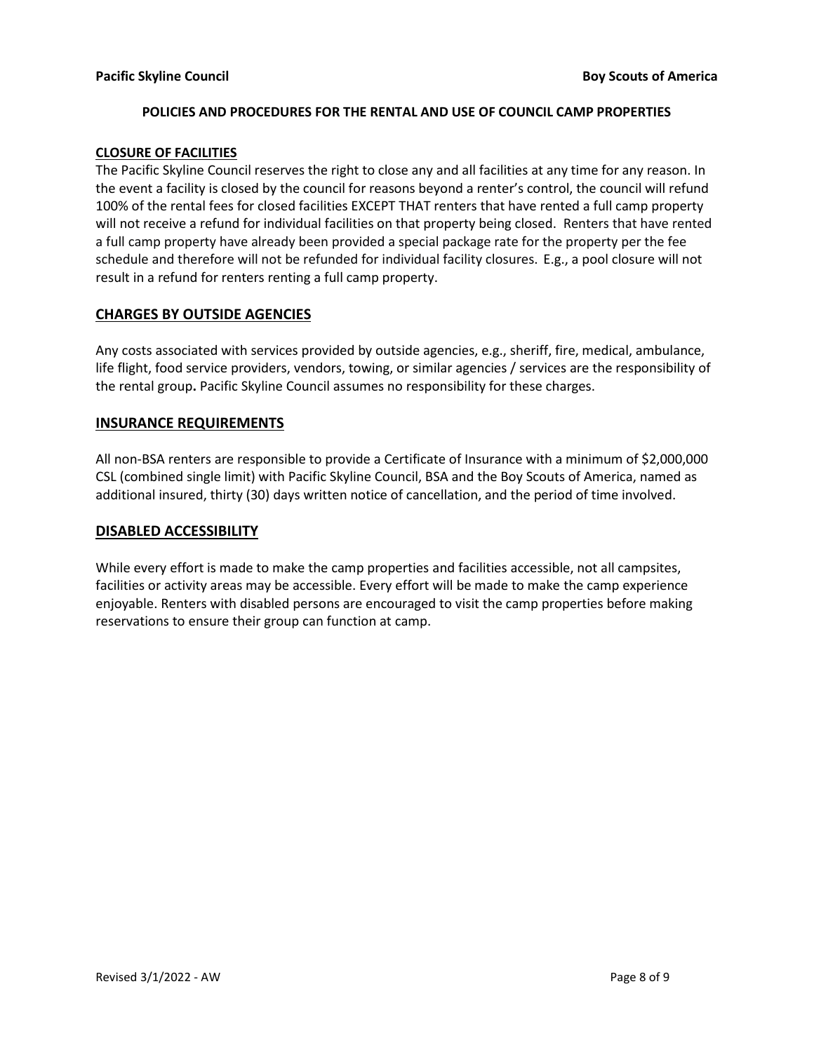**POLICIES AND PROCEDURES FOR THE RENTAL AND USE OF COUNCIL CAMP PROPERTIES**

## CLOSURE OF FACILITIES

The Pacific Skyline Council reserves the right to close any and all facilities at any time for any reason. In the event a facility is closed by the council for reasons beyond a renter's control, the council will refund 100% of the rental fees for closed facilities EXCEPT THAT renters that have rented a full camp property will not receive a refund for individual facilities on that property being closed. Renters that have rented a full camp property have already been provided a special package rate for the property per the fee schedule and therefore will not be refunded for individual facility closures. E.g., a pool closure will not result in a refund for renters renting a full camp property.

## CHARGES BY OUTSIDE AGENCIES

Any costs associated with services provided by outside agencies, e.g., sheriff, fire, medical, ambulance, life flight, food service providers, vendors, towing, or similar agencies / services are the responsibility of the rental group**.** Pacific Skyline Council assumes no responsibility for these charges.

## INSURANCE REQUIREMENTS

All non-BSA renters are responsible to provide a Certificate of Insurance with a minimum of $2,000,000 CSL (combined single limit) with Pacific Skyline Council, BSA and the Boy Scouts of America, named as additional insured, thirty (30) days written notice of cancellation, and the period of time involved.

## DISABLED ACCESSIBILITY

While every effort is made to make the camp properties and facilities accessible, not all campsites, facilities or activity areas may be accessible. Every effort will be made to make the camp experience enjoyable. Renters with disabled persons are encouraged to visit the camp properties before making reservations to ensure their group can function at camp.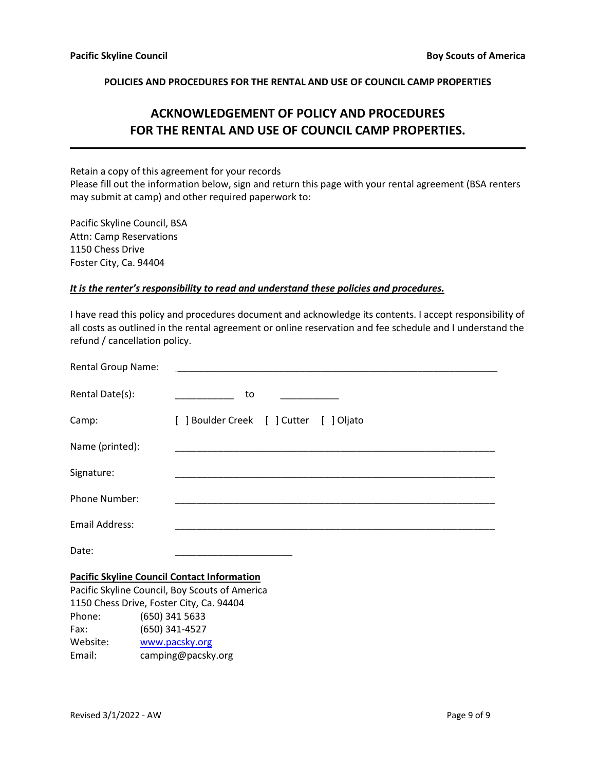**Pacific Skyline Council** **Boy Scouts of America**

**POLICIES AND PROCEDURES FOR THE RENTAL AND USE OF COUNCIL CAMP PROPERTIES**

# ACKNOWLEDGEMENT OF POLICY AND PROCEDURES FOR THE RENTAL AND USE OF COUNCIL CAMP PROPERTIES.

---

Retain a copy of this agreement for your records
Please fill out the information below, sign and return this page with your rental agreement (BSA renters may submit at camp) and other required paperwork to:

Pacific Skyline Council, BSA
Attn: Camp Reservations
1150 Chess Drive
Foster City, Ca. 94404

***It is the renter's responsibility to read and understand these policies and procedures.***

I have read this policy and procedures document and acknowledge its contents. I accept responsibility of all costs as outlined in the rental agreement or online reservation and fee schedule and I understand the refund / cancellation policy.

Rental Group Name: ______________________________________________________

Rental Date(s): ___________ to ___________

Camp: [ ] Boulder Creek [ ] Cutter [ ] Oljato

Name (printed): ______________________________________________________

Signature: ______________________________________________________

Phone Number: ______________________________________________________

Email Address: ______________________________________________________

Date: ______________________

**Pacific Skyline Council Contact Information**
Pacific Skyline Council, Boy Scouts of America
1150 Chess Drive, Foster City, Ca. 94404
Phone: (650) 341 5633
Fax: (650) 341-4527
Website: www.pacsky.org
Email: camping@pacsky.org

Revised 3/1/2022 - AW